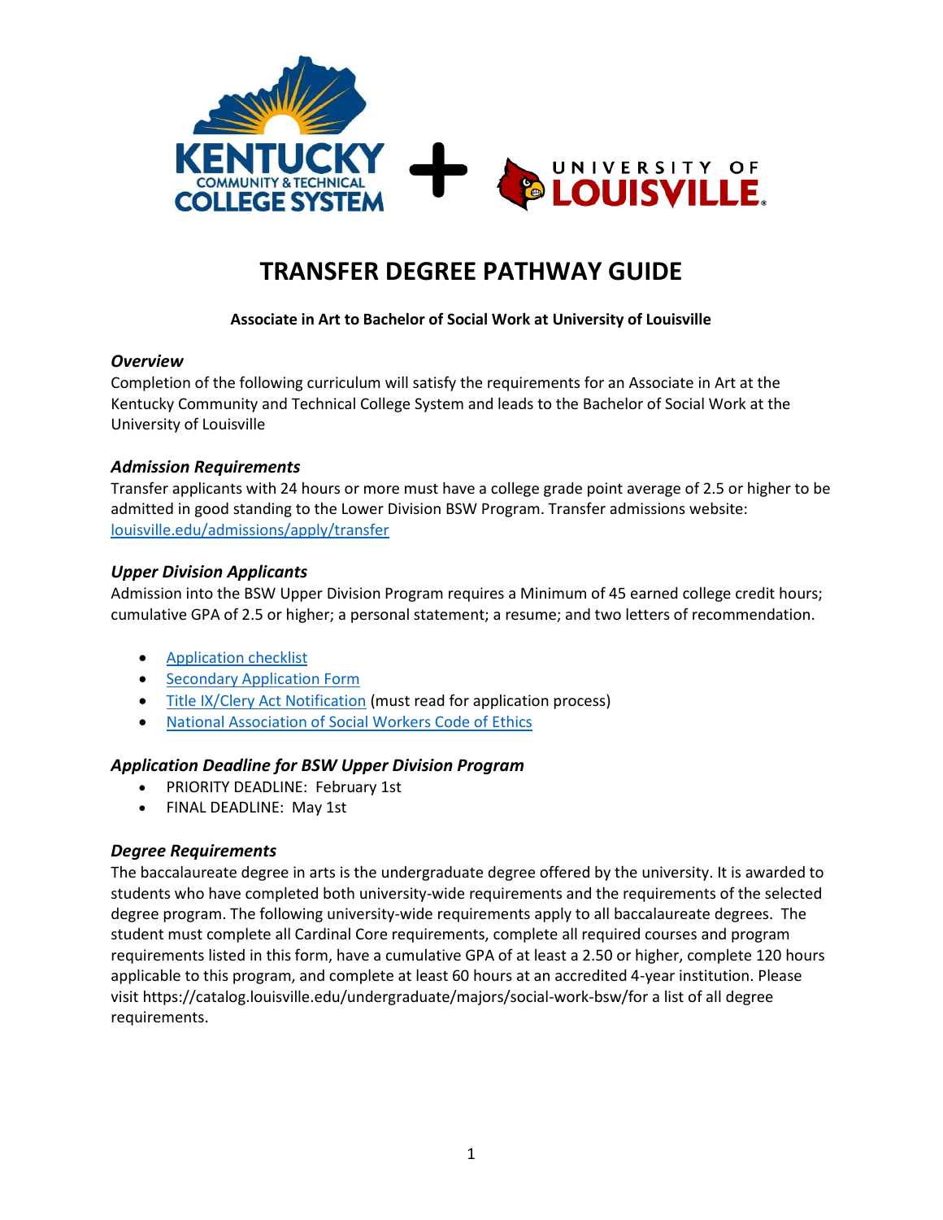# TRANSFER DEGREE PATHWAY GUIDE

**Associate in Art to Bachelor of Social Work at University of Louisville**

### *Overview*

Completion of the following curriculum will satisfy the requirements for an Associate in Art at the Kentucky Community and Technical College System and leads to the Bachelor of Social Work at the University of Louisville

### *Admission Requirements*

Transfer applicants with 24 hours or more must have a college grade point average of 2.5 or higher to be admitted in good standing to the Lower Division BSW Program. Transfer admissions website: louisville.edu/admissions/apply/transfer

### *Upper Division Applicants*

Admission into the BSW Upper Division Program requires a Minimum of 45 earned college credit hours; cumulative GPA of 2.5 or higher; a personal statement; a resume; and two letters of recommendation.

- Application checklist
- Secondary Application Form
- Title IX/Clery Act Notification (must read for application process)
- National Association of Social Workers Code of Ethics

### *Application Deadline for BSW Upper Division Program*

- PRIORITY DEADLINE: February 1st
- FINAL DEADLINE: May 1st

### *Degree Requirements*

The baccalaureate degree in arts is the undergraduate degree offered by the university. It is awarded to students who have completed both university-wide requirements and the requirements of the selected degree program. The following university-wide requirements apply to all baccalaureate degrees. The student must complete all Cardinal Core requirements, complete all required courses and program requirements listed in this form, have a cumulative GPA of at least a 2.50 or higher, complete 120 hours applicable to this program, and complete at least 60 hours at an accredited 4-year institution. Please visit https://catalog.louisville.edu/undergraduate/majors/social-work-bsw/for a list of all degree requirements.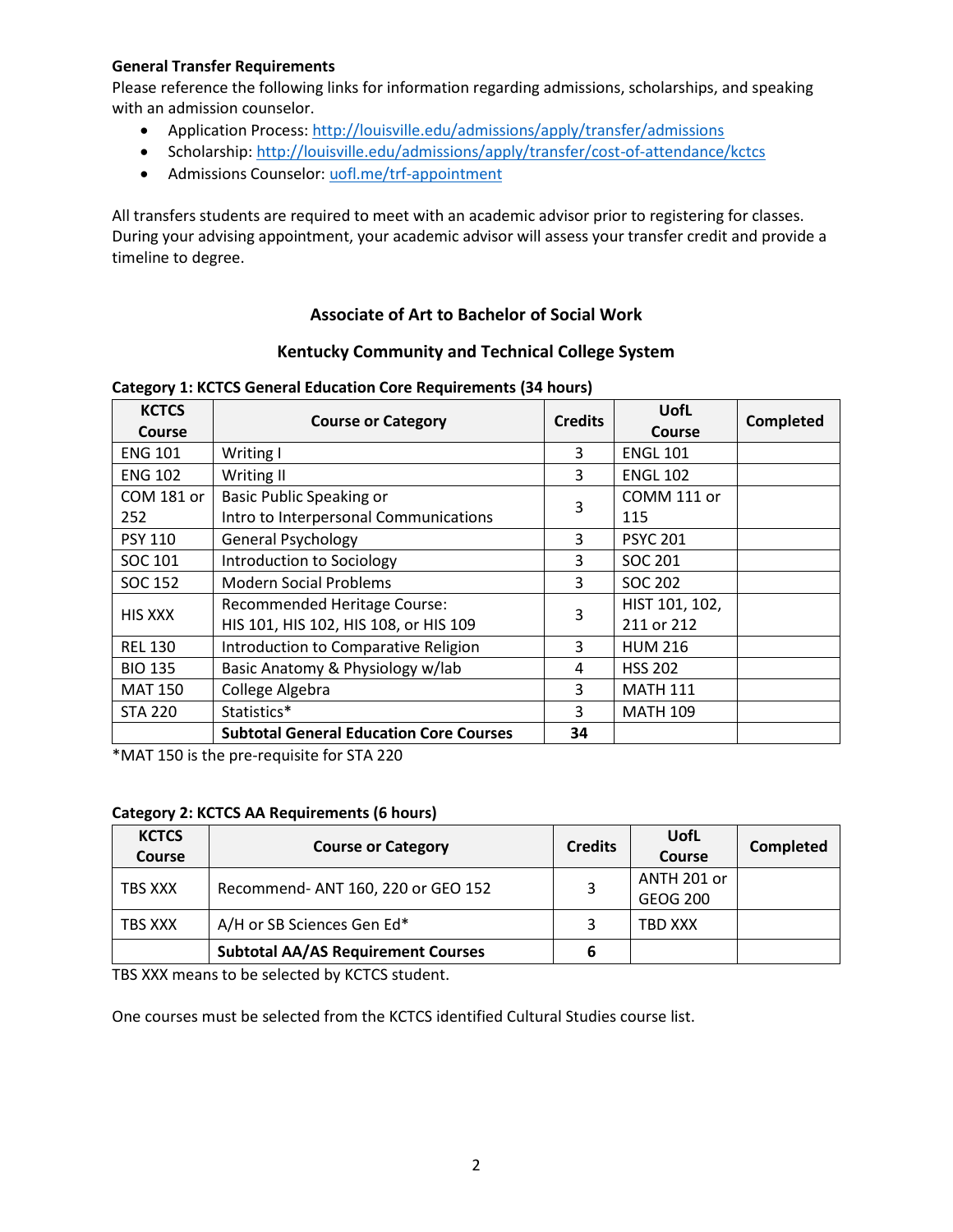**General Transfer Requirements**

Please reference the following links for information regarding admissions, scholarships, and speaking with an admission counselor.

- Application Process: http://louisville.edu/admissions/apply/transfer/admissions
- Scholarship: http://louisville.edu/admissions/apply/transfer/cost-of-attendance/kctcs
- Admissions Counselor: uofl.me/trf-appointment

All transfers students are required to meet with an academic advisor prior to registering for classes. During your advising appointment, your academic advisor will assess your transfer credit and provide a timeline to degree.

## Associate of Art to Bachelor of Social Work

## Kentucky Community and Technical College System

**Category 1: KCTCS General Education Core Requirements (34 hours)**

| KCTCS Course | Course or Category | Credits | UofL Course | Completed |
|---|---|---|---|---|
| ENG 101 | Writing I | 3 | ENGL 101 | |
| ENG 102 | Writing II | 3 | ENGL 102 | |
| COM 181 or 252 | Basic Public Speaking or Intro to Interpersonal Communications | 3 | COMM 111 or 115 | |
| PSY 110 | General Psychology | 3 | PSYC 201 | |
| SOC 101 | Introduction to Sociology | 3 | SOC 201 | |
| SOC 152 | Modern Social Problems | 3 | SOC 202 | |
| HIS XXX | Recommended Heritage Course: HIS 101, HIS 102, HIS 108, or HIS 109 | 3 | HIST 101, 102, 211 or 212 | |
| REL 130 | Introduction to Comparative Religion | 3 | HUM 216 | |
| BIO 135 | Basic Anatomy & Physiology w/lab | 4 | HSS 202 | |
| MAT 150 | College Algebra | 3 | MATH 111 | |
| STA 220 | Statistics* | 3 | MATH 109 | |
| | **Subtotal General Education Core Courses** | **34** | | |

*MAT 150 is the pre-requisite for STA 220

**Category 2: KCTCS AA Requirements (6 hours)**

| KCTCS Course | Course or Category | Credits | UofL Course | Completed |
|---|---|---|---|---|
| TBS XXX | Recommend- ANT 160, 220 or GEO 152 | 3 | ANTH 201 or GEOG 200 | |
| TBS XXX | A/H or SB Sciences Gen Ed* | 3 | TBD XXX | |
| | **Subtotal AA/AS Requirement Courses** | **6** | | |

TBS XXX means to be selected by KCTCS student.

One courses must be selected from the KCTCS identified Cultural Studies course list.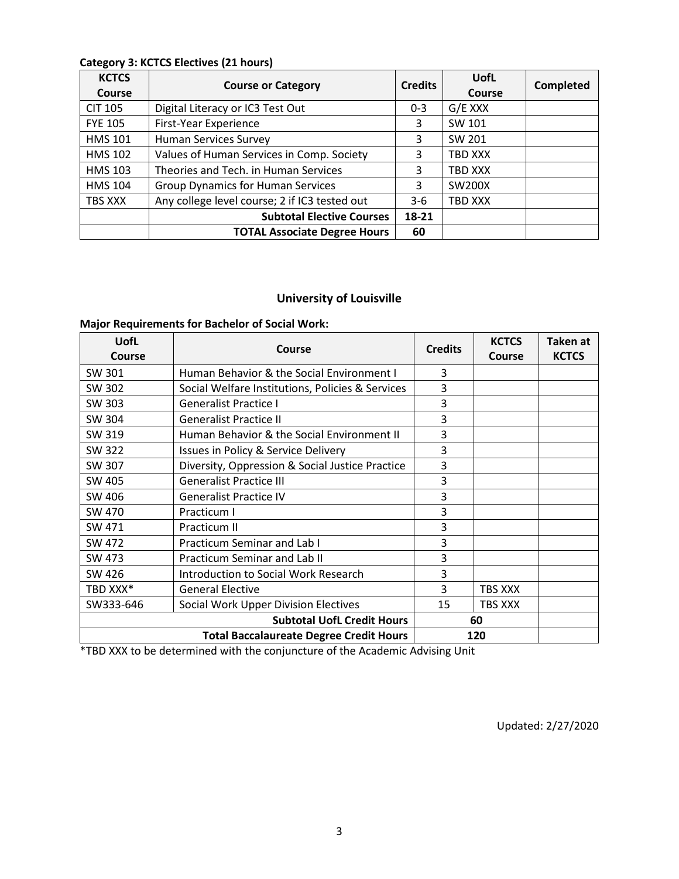**Category 3: KCTCS Electives (21 hours)**

| KCTCS Course | Course or Category | Credits | UofL Course | Completed |
|---|---|---|---|---|
| CIT 105 | Digital Literacy or IC3 Test Out | 0-3 | G/E XXX | |
| FYE 105 | First-Year Experience | 3 | SW 101 | |
| HMS 101 | Human Services Survey | 3 | SW 201 | |
| HMS 102 | Values of Human Services in Comp. Society | 3 | TBD XXX | |
| HMS 103 | Theories and Tech. in Human Services | 3 | TBD XXX | |
| HMS 104 | Group Dynamics for Human Services | 3 | SW200X | |
| TBS XXX | Any college level course; 2 if IC3 tested out | 3-6 | TBD XXX | |
| | **Subtotal Elective Courses** | **18-21** | | |
| | **TOTAL Associate Degree Hours** | **60** | | |

## University of Louisville

**Major Requirements for Bachelor of Social Work:**

| UofL Course | Course | Credits | KCTCS Course | Taken at KCTCS |
|---|---|---|---|---|
| SW 301 | Human Behavior & the Social Environment I | 3 | | |
| SW 302 | Social Welfare Institutions, Policies & Services | 3 | | |
| SW 303 | Generalist Practice I | 3 | | |
| SW 304 | Generalist Practice II | 3 | | |
| SW 319 | Human Behavior & the Social Environment II | 3 | | |
| SW 322 | Issues in Policy & Service Delivery | 3 | | |
| SW 307 | Diversity, Oppression & Social Justice Practice | 3 | | |
| SW 405 | Generalist Practice III | 3 | | |
| SW 406 | Generalist Practice IV | 3 | | |
| SW 470 | Practicum I | 3 | | |
| SW 471 | Practicum II | 3 | | |
| SW 472 | Practicum Seminar and Lab I | 3 | | |
| SW 473 | Practicum Seminar and Lab II | 3 | | |
| SW 426 | Introduction to Social Work Research | 3 | | |
| TBD XXX* | General Elective | 3 | TBS XXX | |
| SW333-646 | Social Work Upper Division Electives | 15 | TBS XXX | |
| | **Subtotal UofL Credit Hours** | **60** | | |
| | **Total Baccalaureate Degree Credit Hours** | **120** | | |

*TBD XXX to be determined with the conjuncture of the Academic Advising Unit

Updated: 2/27/2020